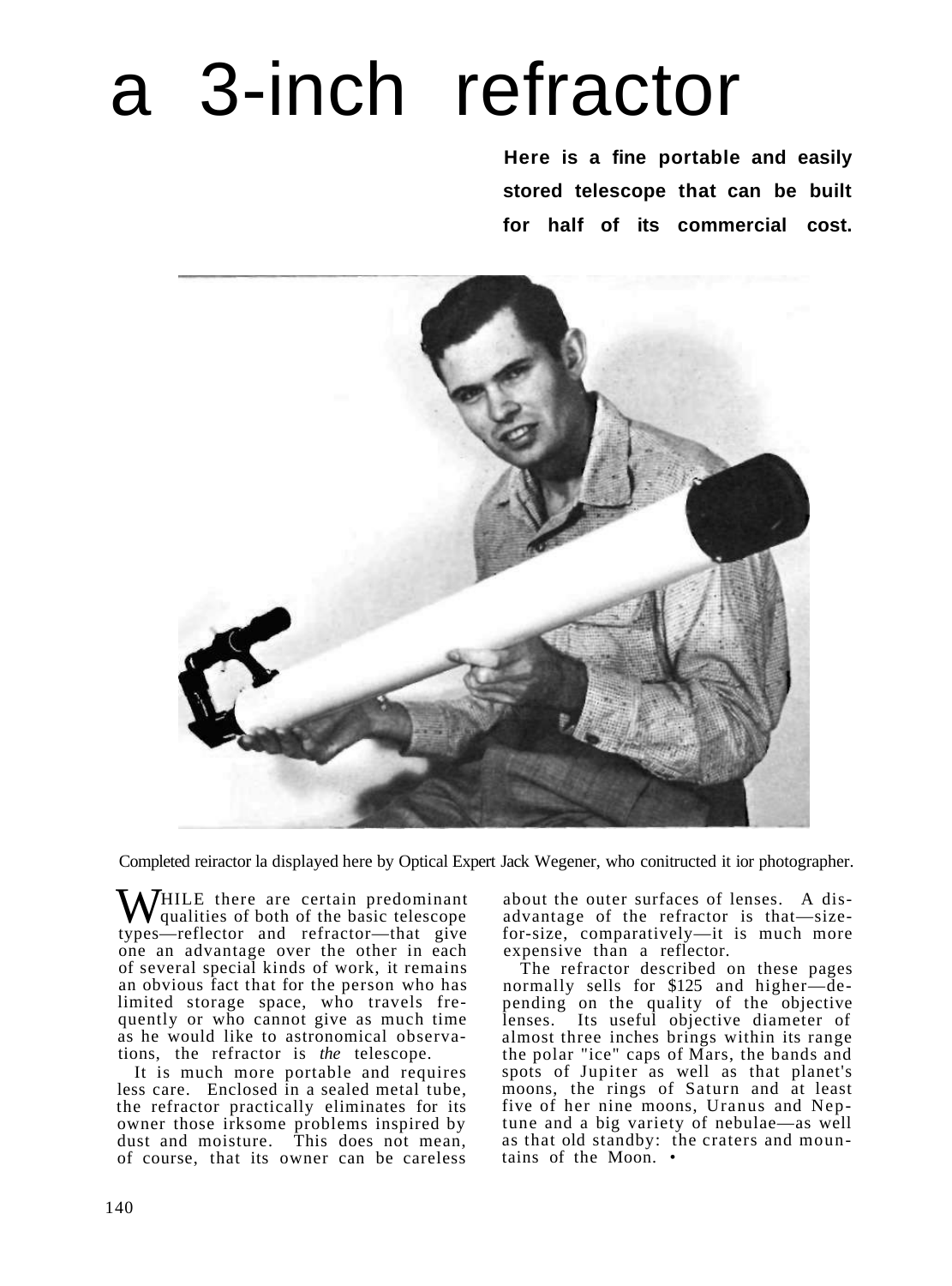# a 3-inch refractor

**Here is a fine portable and easily stored telescope that can be built for half of its commercial cost.**

Completed reiractor la displayed here by Optical Expert Jack Wegener, who conitructed it ior photographer.

WHILE there are certain predominant qualities of both of the basic telescope types—reflector and refractor—that give one an advantage over the other in each of several special kinds of work, it remains an obvious fact that for the person who has limited storage space, who travels frequently or who cannot give as much time as he would like to astronomical observations, the refractor is *the* telescope.

It is much more portable and requires less care. Enclosed in a sealed metal tube, the refractor practically eliminates for its owner those irksome problems inspired by dust and moisture. This does not mean, of course, that its owner can be careless about the outer surfaces of lenses. A disadvantage of the refractor is that—size-for-size, comparatively—it is much more expensive than a reflector.

The refractor described on these pages normally sells for $125 and higher—depending on the quality of the objective lenses. Its useful objective diameter of almost three inches brings within its range the polar "ice" caps of Mars, the bands and spots of Jupiter as well as that planet's moons, the rings of Saturn and at least five of her nine moons, Uranus and Neptune and a big variety of nebulae—as well as that old standby: the craters and mountains of the Moon. •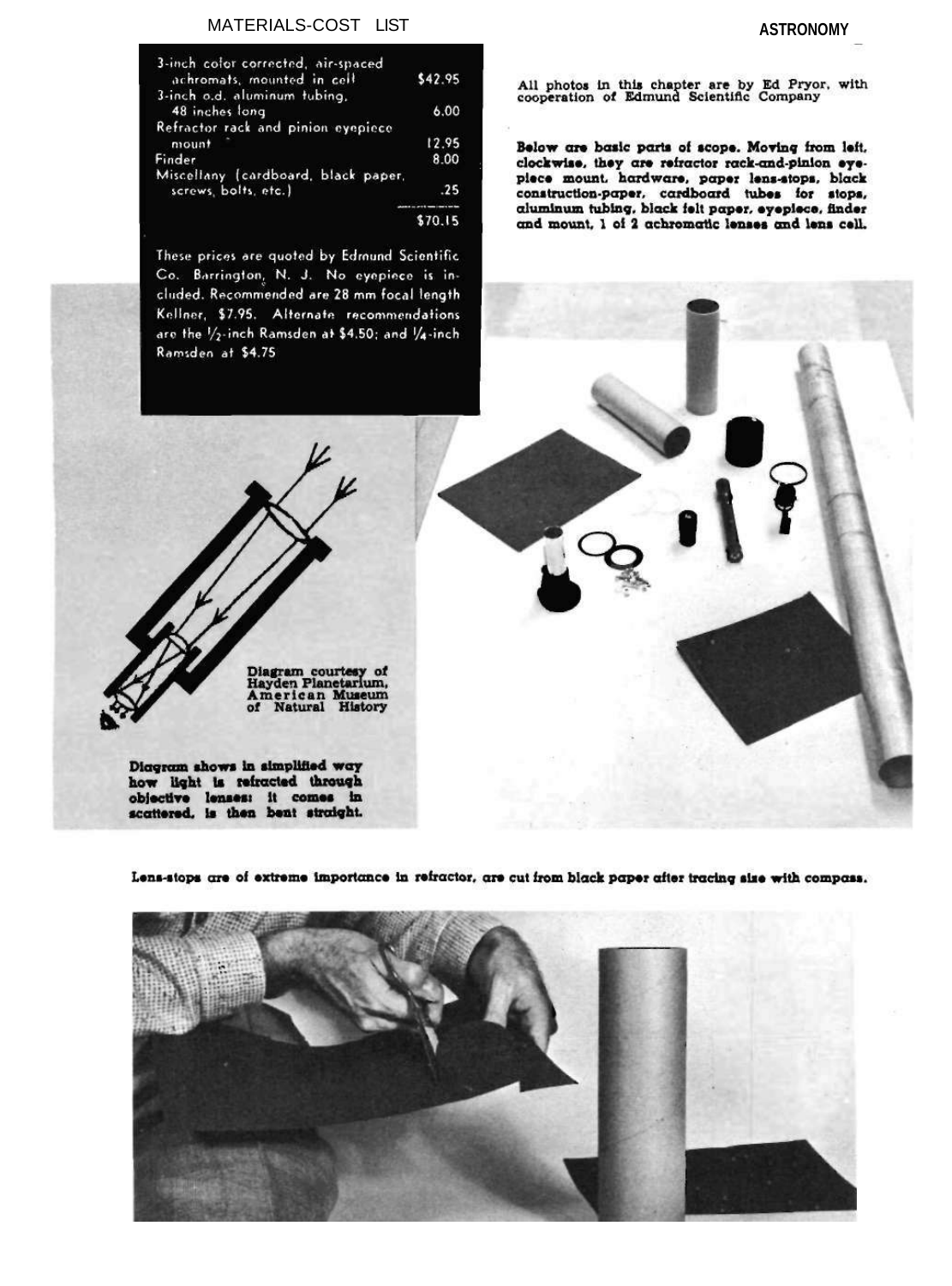## MATERIALS-COST LIST

| Item | Cost |
|---|---|
| 3-inch color corrected, air-spaced achromats, mounted in cell | $42.95 |
| 3-inch o.d. aluminum tubing, 48 inches long | 6.00 |
| Refractor rack and pinion eyepiece mount | 12.95 |
| Finder | 8.00 |
| Miscellany (cardboard, black paper, screws, bolts, etc.) | .25 |
| | $70.15 |

These prices are quoted by Edmund Scientific Co. Barrington, N. J. No eyepiece is included. Recommended are 28 mm focal length Kellner, $7.95. Alternate recommendations are the ½-inch Ramsden at $4.50; and ¼-inch Ramsden at $4.75

All photos in this chapter are by Ed Pryor, with cooperation of Edmund Scientific Company

Below are basic parts of scope. Moving from left, clockwise, they are refractor rack-and-pinion eyepiece mount, hardware, paper lens-stops, black construction-paper, cardboard tubes for stops, aluminum tubing, black felt paper, eyepiece, finder and mount, 1 of 2 achromatic lenses and lens cell.

Diagram courtesy of Hayden Planetarium, American Museum of Natural History

Diagram shows in simplified way how light is refracted through objective lenses: it comes in scattered, is then bent straight.

Lens-stops are of extreme importance in refractor, are cut from black paper after tracing size with compass.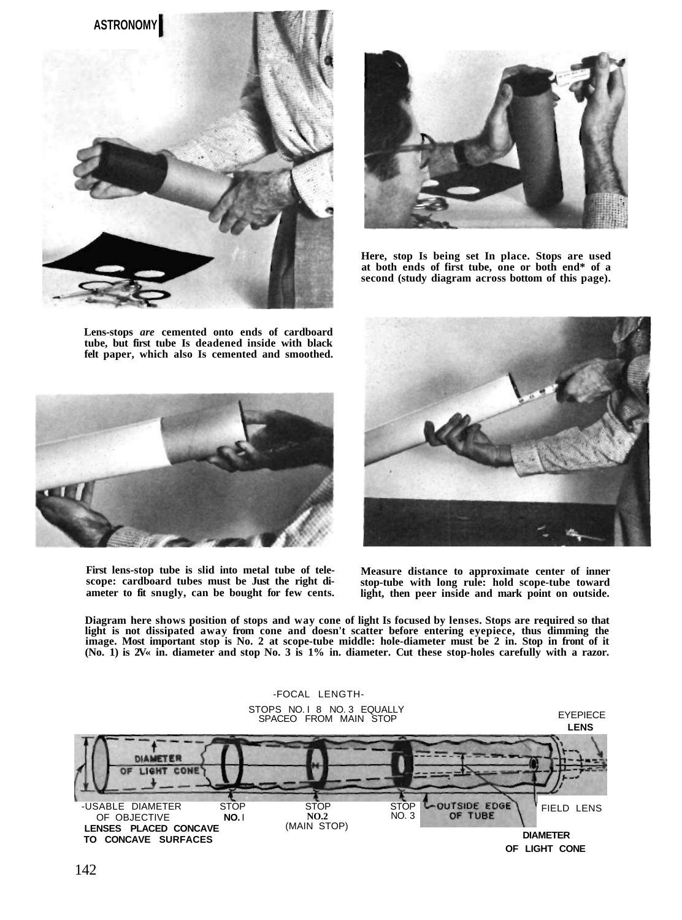Lens-stops *are* cemented onto ends of cardboard tube, but first tube Is deadened inside with black felt paper, which also Is cemented and smoothed.

Here, stop Is being set In place. Stops are used at both ends of first tube, one or both end* of a second (study diagram across bottom of this page).

First lens-stop tube is slid into metal tube of telescope: cardboard tubes must be Just the right diameter to fit snugly, can be bought for few cents.

Measure distance to approximate center of inner stop-tube with long rule: hold scope-tube toward light, then peer inside and mark point on outside.

Diagram here shows position of stops and way cone of light Is focused by lenses. Stops are required so that light is not dissipated away from cone and doesn't scatter before entering eyepiece, thus dimming the image. Most important stop is No. 2 at scope-tube middle: hole-diameter must be 2 in. Stop in front of it (No. 1) is 2V« in. diameter and stop No. 3 is 1% in. diameter. Cut these stop-holes carefully with a razor.

-FOCAL LENGTH-

STOPS NO. I 8 NO. 3 EQUALLY SPACEO FROM MAIN STOP

EYEPIECE **LENS**

DIAMETER OF LIGHT CONE

-USABLE DIAMETER OF OBJECTIVE **LENSES PLACED CONCAVE TO CONCAVE SURFACES**

STOP **NO.** I

STOP **NO.2** (MAIN STOP)

STOP NO. 3

OUTSIDE EDGE OF TUBE

FIELD LENS

**DIAMETER OF LIGHT CONE**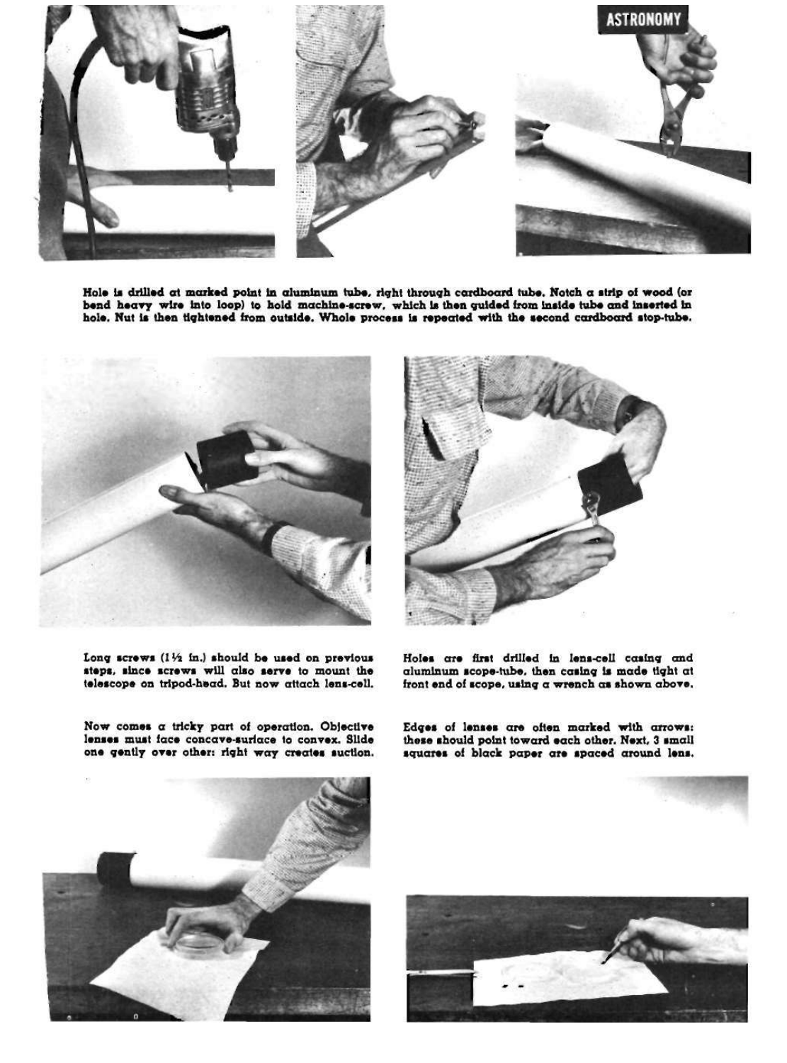Hole is drilled at marked point in aluminum tube, right through cardboard tube. Notch a strip of wood (or bend heavy wire into loop) to hold machine-screw, which is then guided from inside tube and inserted in hole. Nut is then tightened from outside. Whole process is repeated with the second cardboard stop-tube.

Long screws (1½ in.) should be used on previous steps, since screws will also serve to mount the telescope on tripod-head. But now attach lens-cell.

Holes are first drilled in lens-cell casing and aluminum scope-tube, then casing is made tight at front end of scope, using a wrench as shown above.

Now comes a tricky part of operation. Objective lenses must face concave-surface to convex. Slide one gently over other: right way creates suction.

Edges of lenses are often marked with arrows: these should point toward each other. Next, 3 small squares of black paper are spaced around lens.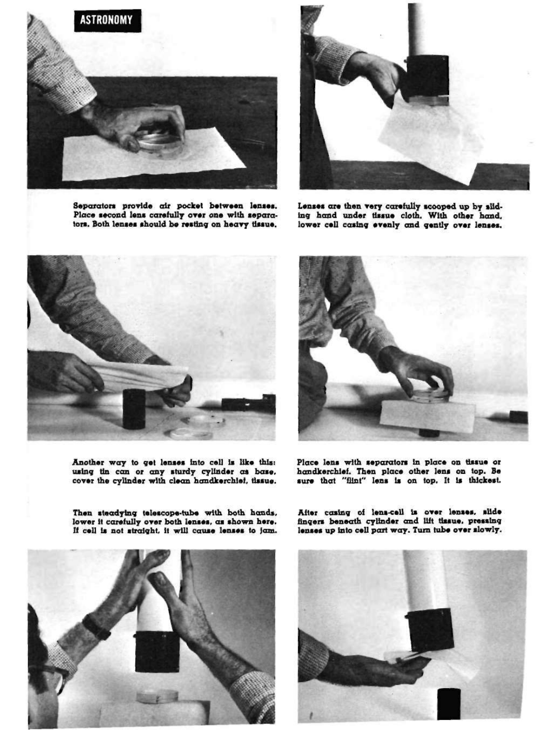ASTRONOMY

Separators provide air pocket between lenses. Place second lens carefully over one with separators. Both lenses should be resting on heavy tissue.

Lenses are then very carefully scooped up by sliding hand under tissue cloth. With other hand, lower cell casing evenly and gently over lenses.

Another way to get lenses into cell is like this: using tin can or any sturdy cylinder as base, cover the cylinder with clean handkerchief, tissue.

Place lens with separators in place on tissue or handkerchief. Then place other lens on top. Be sure that "flint" lens is on top. It is thickest.

Then steadying telescope-tube with both hands, lower it carefully over both lenses, as shown here. If cell is not straight, it will cause lenses to jam.

After casing of lens-cell is over lenses, slide fingers beneath cylinder and lift tissue, pressing lenses up into cell part way. Turn tube over slowly.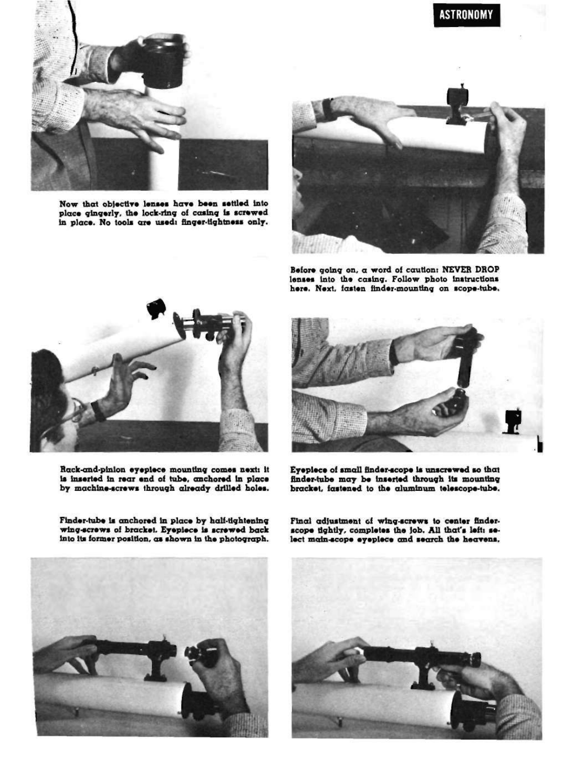ASTRONOMY

Now that objective lenses have been settled into place gingerly, the lock-ring of casing is screwed in place. No tools are used: finger-tightness only.

Before going on, a word of caution: NEVER DROP lenses into the casing. Follow photo instructions here. Next, fasten finder-mounting on scope-tube.

Rack-and-pinion eyepiece mounting comes next: it is inserted in rear end of tube, anchored in place by machine-screws through already drilled holes.

Eyepiece of small finder-scope is unscrewed so that finder-tube may be inserted through its mounting bracket, fastened to the aluminum telescope-tube.

Finder-tube is anchored in place by half-tightening wing-screws of bracket. Eyepiece is screwed back into its former position, as shown in the photograph.

Final adjustment of wing-screws to center finder-scope tightly, completes the job. All that's left: select main-scope eyepiece and search the heavens.